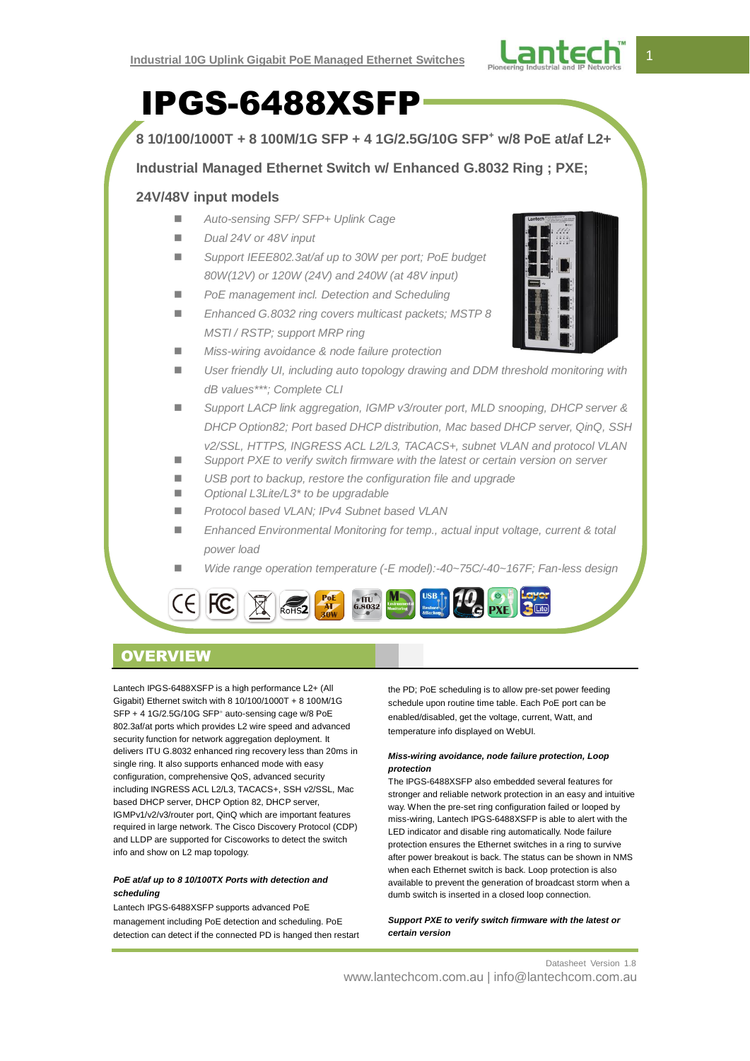# IPGS-6488XSFP

**8 10/100/1000T + 8 100M/1G SFP + 4 1G/2.5G/10G SFP+ w/8 PoE at/af L2+**

**Industrial Managed Ethernet Switch w/ Enhanced G.8032 Ring ; PXE;**

**24V/48V input models**

- *Auto-sensing SFP/ SFP+ Uplink Cage*
- *Dual 24V or 48V input*
- *Support IEEE802.3at/af up to 30W per port; PoE budget 80W(12V) or 120W (24V) and 240W (at 48V input)*
- *PoE management incl. Detection and Scheduling*
- *Enhanced G.8032 ring covers multicast packets; MSTP 8 MSTI / RSTP; support MRP ring*
- *Miss-wiring avoidance & node failure protection*
- *User friendly UI, including auto topology drawing and DDM threshold monitoring with dB values\*\*\*; Complete CLI*
- *Support LACP link aggregation, IGMP v3/router port, MLD snooping, DHCP server & DHCP Option82; Port based DHCP distribution, Mac based DHCP server, QinQ, SSH v2/SSL, HTTPS, INGRESS ACL L2/L3, TACACS+, subnet VLAN and protocol VLAN*
- *Support PXE to verify switch firmware with the latest or certain version on server*
- *USB port to backup, restore the configuration file and upgrade*
- *Optional L3Lite/L3\* to be upgradable*
- *Protocol based VLAN; IPv4 Subnet based VLAN*
- *Enhanced Environmental Monitoring for temp., actual input voltage, current & total power load*
- *Wide range operation temperature (-E model):-40~75C/-40~167F; Fan-less design*

## OVERVIEW

Lantech IPGS-6488XSFP is a high performance L2+ (All Gigabit) Ethernet switch with 8 10/100/1000T + 8 100M/1G SFP + 4 1G/2.5G/10G SFP+ auto-sensing cage w/8 PoE 802.3af/at ports which provides L2 wire speed and advanced security function for network aggregation deployment. It delivers ITU G.8032 enhanced ring recovery less than 20ms in single ring. It also supports enhanced mode with easy configuration, comprehensive QoS, advanced security including INGRESS ACL L2/L3, TACACS+, SSH v2/SSL, Mac based DHCP server, DHCP Option 82, DHCP server, IGMPv1/v2/v3/router port, QinQ which are important features required in large network. The Cisco Discovery Protocol (CDP) and LLDP are supported for Ciscoworks to detect the switch info and show on L2 map topology.

***PoE at/af up to 8 10/100TX Ports with detection and scheduling***

Lantech IPGS-6488XSFP supports advanced PoE management including PoE detection and scheduling. PoE detection can detect if the connected PD is hanged then restart the PD; PoE scheduling is to allow pre-set power feeding schedule upon routine time table. Each PoE port can be enabled/disabled, get the voltage, current, Watt, and temperature info displayed on WebUI.

***Miss-wiring avoidance, node failure protection, Loop protection***

The IPGS-6488XSFP also embedded several features for stronger and reliable network protection in an easy and intuitive way. When the pre-set ring configuration failed or looped by miss-wiring, Lantech IPGS-6488XSFP is able to alert with the LED indicator and disable ring automatically. Node failure protection ensures the Ethernet switches in a ring to survive after power breakout is back. The status can be shown in NMS when each Ethernet switch is back. Loop protection is also available to prevent the generation of broadcast storm when a dumb switch is inserted in a closed loop connection.

***Support PXE to verify switch firmware with the latest or certain version***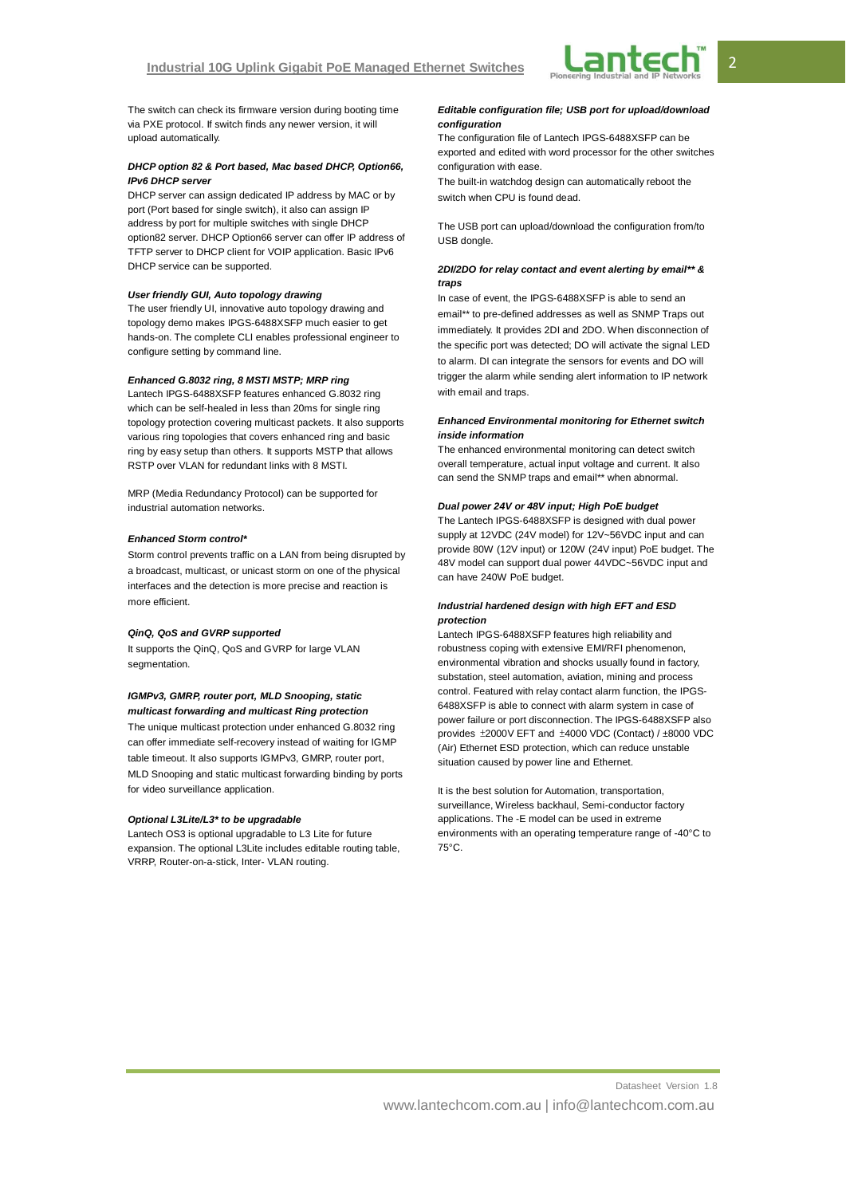The switch can check its firmware version during booting time via PXE protocol. If switch finds any newer version, it will upload automatically.

***DHCP option 82 & Port based, Mac based DHCP, Option66, IPv6 DHCP server***

DHCP server can assign dedicated IP address by MAC or by port (Port based for single switch), it also can assign IP address by port for multiple switches with single DHCP option82 server. DHCP Option66 server can offer IP address of TFTP server to DHCP client for VOIP application. Basic IPv6 DHCP service can be supported.

***User friendly GUI, Auto topology drawing***

The user friendly UI, innovative auto topology drawing and topology demo makes IPGS-6488XSFP much easier to get hands-on. The complete CLI enables professional engineer to configure setting by command line.

***Enhanced G.8032 ring, 8 MSTI MSTP; MRP ring***

Lantech IPGS-6488XSFP features enhanced G.8032 ring which can be self-healed in less than 20ms for single ring topology protection covering multicast packets. It also supports various ring topologies that covers enhanced ring and basic ring by easy setup than others. It supports MSTP that allows RSTP over VLAN for redundant links with 8 MSTI.

MRP (Media Redundancy Protocol) can be supported for industrial automation networks.

***Enhanced Storm control****

Storm control prevents traffic on a LAN from being disrupted by a broadcast, multicast, or unicast storm on one of the physical interfaces and the detection is more precise and reaction is more efficient.

***QinQ, QoS and GVRP supported***

It supports the QinQ, QoS and GVRP for large VLAN segmentation.

***IGMPv3, GMRP, router port, MLD Snooping, static multicast forwarding and multicast Ring protection***

The unique multicast protection under enhanced G.8032 ring can offer immediate self-recovery instead of waiting for IGMP table timeout. It also supports IGMPv3, GMRP, router port, MLD Snooping and static multicast forwarding binding by ports for video surveillance application.

***Optional L3Lite/L3* to be upgradable***

Lantech OS3 is optional upgradable to L3 Lite for future expansion. The optional L3Lite includes editable routing table, VRRP, Router-on-a-stick, Inter- VLAN routing.

***Editable configuration file; USB port for upload/download configuration***

The configuration file of Lantech IPGS-6488XSFP can be exported and edited with word processor for the other switches configuration with ease.

The built-in watchdog design can automatically reboot the switch when CPU is found dead.

The USB port can upload/download the configuration from/to USB dongle.

***2DI/2DO for relay contact and event alerting by email** & traps***

In case of event, the IPGS-6488XSFP is able to send an email** to pre-defined addresses as well as SNMP Traps out immediately. It provides 2DI and 2DO. When disconnection of the specific port was detected; DO will activate the signal LED to alarm. DI can integrate the sensors for events and DO will trigger the alarm while sending alert information to IP network with email and traps.

***Enhanced Environmental monitoring for Ethernet switch inside information***

The enhanced environmental monitoring can detect switch overall temperature, actual input voltage and current. It also can send the SNMP traps and email** when abnormal.

***Dual power 24V or 48V input; High PoE budget***

The Lantech IPGS-6488XSFP is designed with dual power supply at 12VDC (24V model) for 12V~56VDC input and can provide 80W (12V input) or 120W (24V input) PoE budget. The 48V model can support dual power 44VDC~56VDC input and can have 240W PoE budget.

***Industrial hardened design with high EFT and ESD protection***

Lantech IPGS-6488XSFP features high reliability and robustness coping with extensive EMI/RFI phenomenon, environmental vibration and shocks usually found in factory, substation, steel automation, aviation, mining and process control. Featured with relay contact alarm function, the IPGS-6488XSFP is able to connect with alarm system in case of power failure or port disconnection. The IPGS-6488XSFP also provides ±2000V EFT and ±4000 VDC (Contact) / ±8000 VDC (Air) Ethernet ESD protection, which can reduce unstable situation caused by power line and Ethernet.

It is the best solution for Automation, transportation, surveillance, Wireless backhaul, Semi-conductor factory applications. The -E model can be used in extreme environments with an operating temperature range of -40°C to 75°C.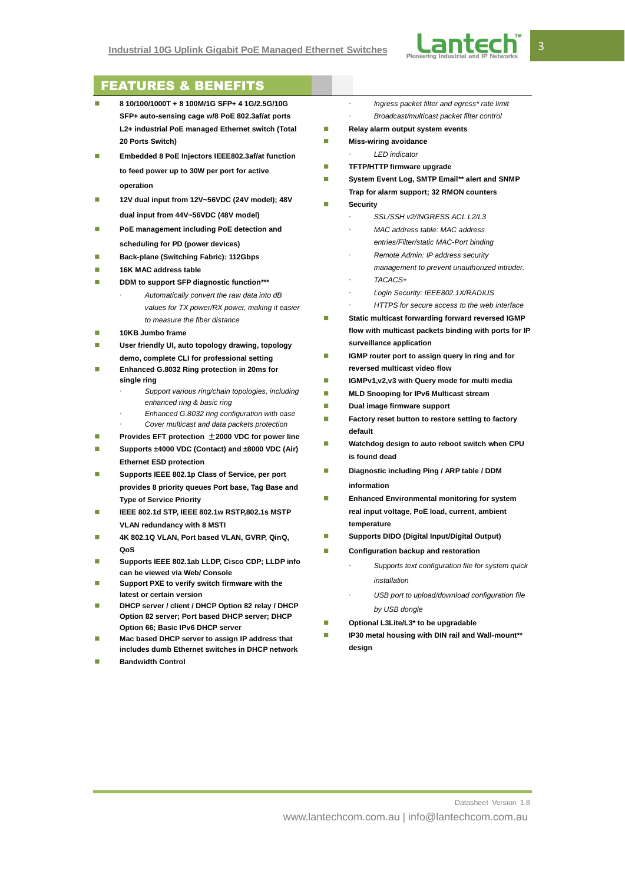## FEATURES & BENEFITS

- **8 10/100/1000T + 8 100M/1G SFP+ 4 1G/2.5G/10G SFP+ auto-sensing cage w/8 PoE 802.3af/at ports L2+ industrial PoE managed Ethernet switch (Total 20 Ports Switch)**
- **Embedded 8 PoE Injectors IEEE802.3af/at function to feed power up to 30W per port for active operation**
- **12V dual input from 12V~56VDC (24V model); 48V dual input from 44V~56VDC (48V model)**
- **PoE management including PoE detection and scheduling for PD (power devices)**
- **Back-plane (Switching Fabric): 112Gbps**
- **16K MAC address table**
- **DDM to support SFP diagnostic function*****
  - *Automatically convert the raw data into dB values for TX power/RX power, making it easier to measure the fiber distance*
- **10KB Jumbo frame**
- **User friendly UI, auto topology drawing, topology demo, complete CLI for professional setting**
- **Enhanced G.8032 Ring protection in 20ms for single ring**
  - *Support various ring/chain topologies, including enhanced ring & basic ring*
  - *Enhanced G.8032 ring configuration with ease*
  - *Cover multicast and data packets protection*
- **Provides EFT protection ±2000 VDC for power line**
- **Supports ±4000 VDC (Contact) and ±8000 VDC (Air) Ethernet ESD protection**
- **Supports IEEE 802.1p Class of Service, per port provides 8 priority queues Port base, Tag Base and Type of Service Priority**
- **IEEE 802.1d STP, IEEE 802.1w RSTP,802.1s MSTP VLAN redundancy with 8 MSTI**
- **4K 802.1Q VLAN, Port based VLAN, GVRP, QinQ, QoS**
- **Supports IEEE 802.1ab LLDP, Cisco CDP; LLDP info can be viewed via Web/ Console**
- **Support PXE to verify switch firmware with the latest or certain version**
- **DHCP server / client / DHCP Option 82 relay / DHCP Option 82 server; Port based DHCP server; DHCP Option 66; Basic IPv6 DHCP server**
- **Mac based DHCP server to assign IP address that includes dumb Ethernet switches in DHCP network**
- **Bandwidth Control**
  - *Ingress packet filter and egress* rate limit*
  - *Broadcast/multicast packet filter control*
- **Relay alarm output system events**
- **Miss-wiring avoidance**
  - *LED indicator*
- **TFTP/HTTP firmware upgrade**
- **System Event Log, SMTP Email** alert and SNMP Trap for alarm support; 32 RMON counters**
- **Security**
  - *SSL/SSH v2/INGRESS ACL L2/L3*
  - *MAC address table: MAC address entries/Filter/static MAC-Port binding*
  - *Remote Admin: IP address security management to prevent unauthorized intruder.*
  - *TACACS+*
  - *Login Security: IEEE802.1X/RADIUS*
  - *HTTPS for secure access to the web interface*
- **Static multicast forwarding forward reversed IGMP flow with multicast packets binding with ports for IP surveillance application**
- **IGMP router port to assign query in ring and for reversed multicast video flow**
- **IGMPv1,v2,v3 with Query mode for multi media**
- **MLD Snooping for IPv6 Multicast stream**
- **Dual image firmware support**
- **Factory reset button to restore setting to factory default**
- **Watchdog design to auto reboot switch when CPU is found dead**
- **Diagnostic including Ping / ARP table / DDM information**
- **Enhanced Environmental monitoring for system real input voltage, PoE load, current, ambient temperature**
- **Supports DIDO (Digital Input/Digital Output)**
- **Configuration backup and restoration**
  - *Supports text configuration file for system quick installation*
  - *USB port to upload/download configuration file by USB dongle*
- **Optional L3Lite/L3* to be upgradable**
- **IP30 metal housing with DIN rail and Wall-mount** design**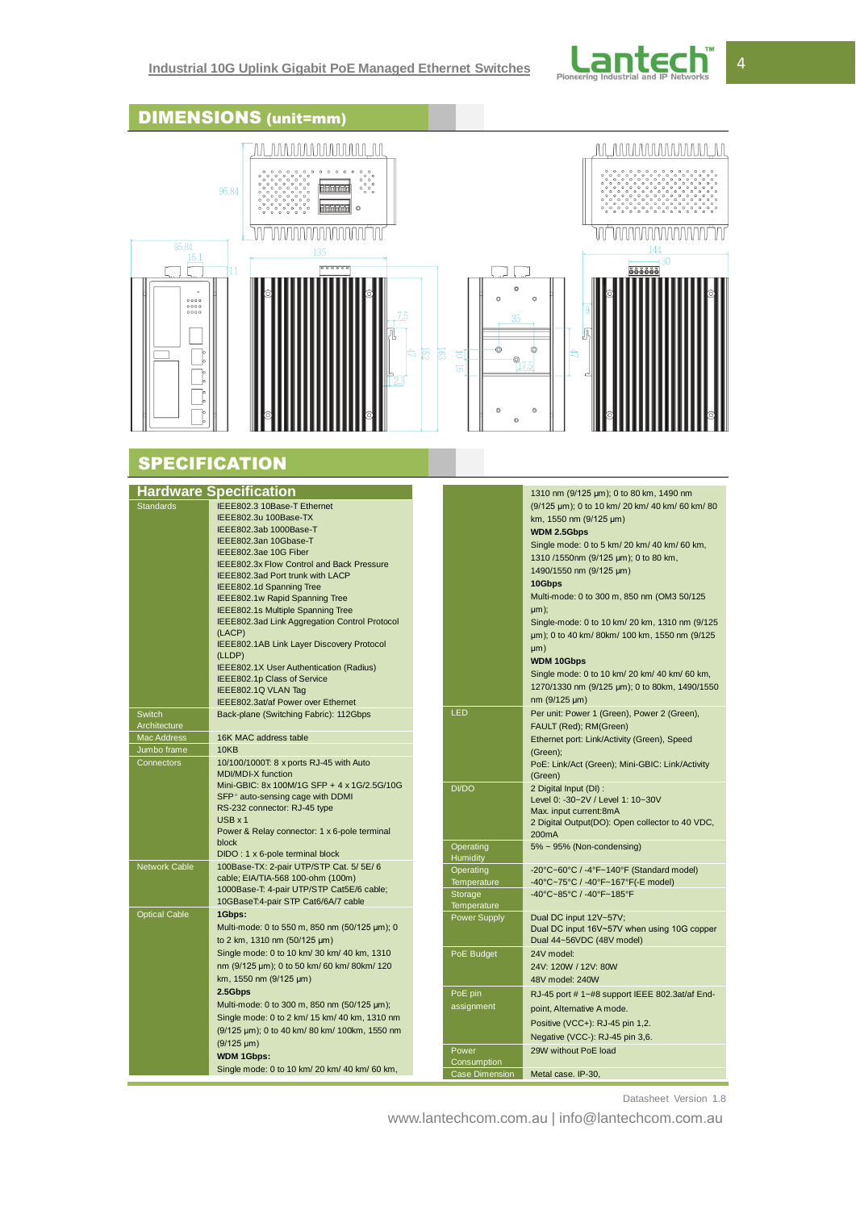## DIMENSIONS (unit=mm)

## SPECIFICATION

### Hardware Specification

| | |
|---|---|
| Standards | IEEE802.3 10Base-T Ethernet<br>IEEE802.3u 100Base-TX<br>IEEE802.3ab 1000Base-T<br>IEEE802.3an 10Gbase-T<br>IEEE802.3ae 10G Fiber<br>IEEE802.3x Flow Control and Back Pressure<br>IEEE802.3ad Port trunk with LACP<br>IEEE802.1d Spanning Tree<br>IEEE802.1w Rapid Spanning Tree<br>IEEE802.1s Multiple Spanning Tree<br>IEEE802.3ad Link Aggregation Control Protocol (LACP)<br>IEEE802.1AB Link Layer Discovery Protocol (LLDP)<br>IEEE802.1X User Authentication (Radius)<br>IEEE802.1p Class of Service<br>IEEE802.1Q VLAN Tag<br>IEEE802.3at/af Power over Ethernet |
| Switch Architecture | Back-plane (Switching Fabric): 112Gbps |
| Mac Address | 16K MAC address table |
| Jumbo frame | 10KB |
| Connectors | 10/100/1000T: 8 x ports RJ-45 with Auto MDI/MDI-X function<br>Mini-GBIC: 8x 100M/1G SFP + 4 x 1G/2.5G/10G SFP⁺ auto-sensing cage with DDMI<br>RS-232 connector: RJ-45 type<br>USB x 1<br>Power & Relay connector: 1 x 6-pole terminal block<br>DIDO : 1 x 6-pole terminal block |
| Network Cable | 100Base-TX: 2-pair UTP/STP Cat. 5/ 5E/ 6 cable; EIA/TIA-568 100-ohm (100m)<br>1000Base-T: 4-pair UTP/STP Cat5E/6 cable;<br>10GBaseT:4-pair STP Cat6/6A/7 cable |
| Optical Cable | **1Gbps:**<br>Multi-mode: 0 to 550 m, 850 nm (50/125 µm); 0 to 2 km, 1310 nm (50/125 µm)<br>Single mode: 0 to 10 km/ 30 km/ 40 km, 1310 nm (9/125 µm); 0 to 50 km/ 60 km/ 80km/ 120 km, 1550 nm (9/125 µm)<br>**2.5Gbps**<br>Multi-mode: 0 to 300 m, 850 nm (50/125 µm);<br>Single mode: 0 to 2 km/ 15 km/ 40 km, 1310 nm (9/125 µm); 0 to 40 km/ 80 km/ 100km, 1550 nm (9/125 µm)<br>**WDM 1Gbps:**<br>Single mode: 0 to 10 km/ 20 km/ 40 km/ 60 km, 1310 nm (9/125 µm); 0 to 80 km, 1490 nm (9/125 µm); 0 to 10 km/ 20 km/ 40 km/ 60 km/ 80 km, 1550 nm (9/125 µm)<br>**WDM 2.5Gbps**<br>Single mode: 0 to 5 km/ 20 km/ 40 km/ 60 km, 1310 /1550nm (9/125 µm); 0 to 80 km, 1490/1550 nm (9/125 µm)<br>**10Gbps**<br>Multi-mode: 0 to 300 m, 850 nm (OM3 50/125 µm);<br>Single-mode: 0 to 10 km/ 20 km, 1310 nm (9/125 µm); 0 to 40 km/ 80km/ 100 km, 1550 nm (9/125 µm)<br>**WDM 10Gbps**<br>Single mode: 0 to 10 km/ 20 km/ 40 km/ 60 km, 1270/1330 nm (9/125 µm); 0 to 80km, 1490/1550 nm (9/125 µm) |
| LED | Per unit: Power 1 (Green), Power 2 (Green), FAULT (Red); RM(Green)<br>Ethernet port: Link/Activity (Green), Speed (Green);<br>PoE: Link/Act (Green); Mini-GBIC: Link/Activity (Green) |
| DI/DO | 2 Digital Input (DI) :<br>Level 0: -30~2V / Level 1: 10~30V<br>Max. input current:8mA<br>2 Digital Output(DO): Open collector to 40 VDC, 200mA |
| Operating Humidity | 5% ~ 95% (Non-condensing) |
| Operating Temperature | -20°C~60°C / -4°F~140°F (Standard model)<br>-40°C~75°C / -40°F~167°F(-E model) |
| Storage Temperature | -40°C~85°C / -40°F~185°F |
| Power Supply | Dual DC input 12V~57V;<br>Dual DC input 16V~57V when using 10G copper<br>Dual 44~56VDC (48V model) |
| PoE Budget | 24V model:<br>24V: 120W / 12V: 80W<br>48V model: 240W |
| PoE pin assignment | RJ-45 port # 1~#8 support IEEE 802.3at/af End-point, Alternative A mode.<br>Positive (VCC+): RJ-45 pin 1,2.<br>Negative (VCC-): RJ-45 pin 3,6. |
| Power Consumption | 29W without PoE load |
| Case Dimension | Metal case. IP-30, |

Datasheet Version 1.8

www.lantechcom.com.au | info@lantechcom.com.au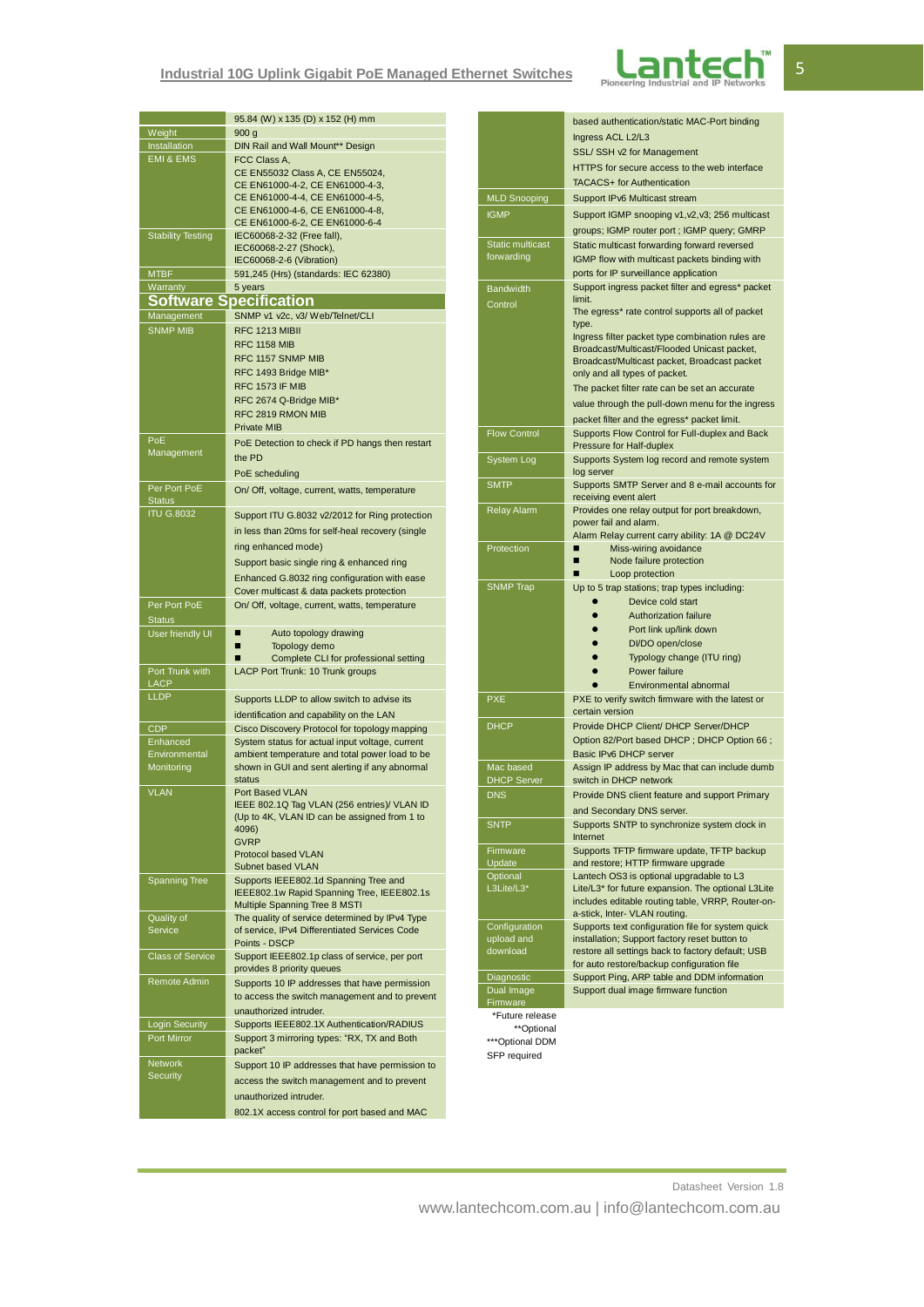| | |
|---|---|
| | 95.84 (W) x 135 (D) x 152 (H) mm |
| Weight | 900 g |
| Installation | DIN Rail and Wall Mount** Design |
| EMI & EMS | FCC Class A,<br>CE EN55032 Class A, CE EN55024,<br>CE EN61000-4-2, CE EN61000-4-3,<br>CE EN61000-4-4, CE EN61000-4-5,<br>CE EN61000-4-6, CE EN61000-4-8,<br>CE EN61000-6-2, CE EN61000-6-4 |
| Stability Testing | IEC60068-2-32 (Free fall),<br>IEC60068-2-27 (Shock),<br>IEC60068-2-6 (Vibration) |
| MTBF | 591,245 (Hrs) (standards: IEC 62380) |
| Warranty | 5 years |

## Software Specification

| | |
|---|---|
| Management | SNMP v1 v2c, v3/ Web/Telnet/CLI |
| SNMP MIB | RFC 1213 MIBII<br>RFC 1158 MIB<br>RFC 1157 SNMP MIB<br>RFC 1493 Bridge MIB*<br>RFC 1573 IF MIB<br>RFC 2674 Q-Bridge MIB*<br>RFC 2819 RMON MIB<br>Private MIB |
| PoE Management | PoE Detection to check if PD hangs then restart the PD<br>PoE scheduling |
| Per Port PoE Status | On/ Off, voltage, current, watts, temperature |
| ITU G.8032 | Support ITU G.8032 v2/2012 for Ring protection in less than 20ms for self-heal recovery (single ring enhanced mode)<br>Support basic single ring & enhanced ring<br>Enhanced G.8032 ring configuration with ease<br>Cover multicast & data packets protection |
| Per Port PoE Status | On/ Off, voltage, current, watts, temperature |
| User friendly UI | ■ Auto topology drawing<br>■ Topology demo<br>■ Complete CLI for professional setting |
| Port Trunk with LACP | LACP Port Trunk: 10 Trunk groups |
| LLDP | Supports LLDP to allow switch to advise its identification and capability on the LAN |
| CDP | Cisco Discovery Protocol for topology mapping |
| Enhanced Environmental Monitoring | System status for actual input voltage, current ambient temperature and total power load to be shown in GUI and sent alerting if any abnormal status |
| VLAN | Port Based VLAN<br>IEEE 802.1Q Tag VLAN (256 entries)/ VLAN ID (Up to 4K, VLAN ID can be assigned from 1 to 4096)<br>GVRP<br>Protocol based VLAN<br>Subnet based VLAN |
| Spanning Tree | Supports IEEE802.1d Spanning Tree and IEEE802.1w Rapid Spanning Tree, IEEE802.1s Multiple Spanning Tree 8 MSTI |
| Quality of Service | The quality of service determined by IPv4 Type of service, IPv4 Differentiated Services Code Points - DSCP |
| Class of Service | Support IEEE802.1p class of service, per port provides 8 priority queues |
| Remote Admin | Supports 10 IP addresses that have permission to access the switch management and to prevent unauthorized intruder. |
| Login Security | Supports IEEE802.1X Authentication/RADIUS |
| Port Mirror | Support 3 mirroring types: "RX, TX and Both packet" |
| Network Security | Support 10 IP addresses that have permission to access the switch management and to prevent unauthorized intruder.<br>802.1X access control for port based and MAC based authentication/static MAC-Port binding<br>Ingress ACL L2/L3<br>SSL/ SSH v2 for Management<br>HTTPS for secure access to the web interface<br>TACACS+ for Authentication |
| MLD Snooping | Support IPv6 Multicast stream |
| IGMP | Support IGMP snooping v1,v2,v3; 256 multicast groups; IGMP router port ; IGMP query; GMRP |
| Static multicast forwarding | Static multicast forwarding forward reversed IGMP flow with multicast packets binding with ports for IP surveillance application |
| Bandwidth Control | Support ingress packet filter and egress* packet limit.<br>The egress* rate control supports all of packet type.<br>Ingress filter packet type combination rules are Broadcast/Multicast/Flooded Unicast packet, Broadcast/Multicast packet, Broadcast packet only and all types of packet.<br>The packet filter rate can be set an accurate value through the pull-down menu for the ingress packet filter and the egress* packet limit. |
| Flow Control | Supports Flow Control for Full-duplex and Back Pressure for Half-duplex |
| System Log | Supports System log record and remote system log server |
| SMTP | Supports SMTP Server and 8 e-mail accounts for receiving event alert |
| Relay Alarm | Provides one relay output for port breakdown, power fail and alarm.<br>Alarm Relay current carry ability: 1A @ DC24V |
| Protection | ■ Miss-wiring avoidance<br>■ Node failure protection<br>■ Loop protection |
| SNMP Trap | Up to 5 trap stations; trap types including:<br>● Device cold start<br>● Authorization failure<br>● Port link up/link down<br>● DI/DO open/close<br>● Typology change (ITU ring)<br>● Power failure<br>● Environmental abnormal |
| PXE | PXE to verify switch firmware with the latest or certain version |
| DHCP | Provide DHCP Client/ DHCP Server/DHCP Option 82/Port based DHCP ; DHCP Option 66 ; Basic IPv6 DHCP server |
| Mac based DHCP Server | Assign IP address by Mac that can include dumb switch in DHCP network |
| DNS | Provide DNS client feature and support Primary and Secondary DNS server. |
| SNTP | Supports SNTP to synchronize system clock in Internet |
| Firmware Update | Supports TFTP firmware update, TFTP backup and restore; HTTP firmware upgrade |
| Optional L3Lite/L3* | Lantech OS3 is optional upgradable to L3 Lite/L3* for future expansion. The optional L3Lite includes editable routing table, VRRP, Router-on-a-stick, Inter- VLAN routing. |
| Configuration upload and download | Supports text configuration file for system quick installation; Support factory reset button to restore all settings back to factory default; USB for auto restore/backup configuration file |
| Diagnostic | Support Ping, ARP table and DDM information |
| Dual Image Firmware | Support dual image firmware function |

*Future release
**Optional
***Optional DDM SFP required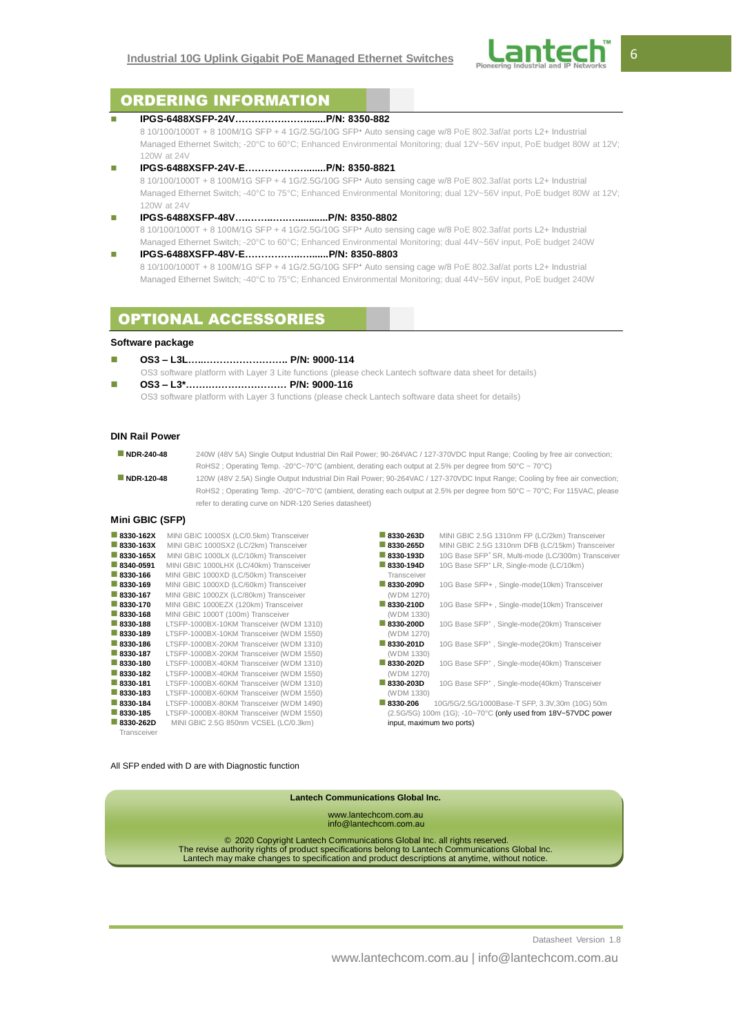## ORDERING INFORMATION

- **IPGS-6488XSFP-24V……………….……......P/N: 8350-882**
  8 10/100/1000T + 8 100M/1G SFP + 4 1G/2.5G/10G SFP+ Auto sensing cage w/8 PoE 802.3af/at ports L2+ Industrial Managed Ethernet Switch; -20°C to 60°C; Enhanced Environmental Monitoring; dual 12V~56V input, PoE budget 80W at 12V; 120W at 24V
- **IPGS-6488XSFP-24V-E……………….…......P/N: 8350-8821**
  8 10/100/1000T + 8 100M/1G SFP + 4 1G/2.5G/10G SFP+ Auto sensing cage w/8 PoE 802.3af/at ports L2+ Industrial Managed Ethernet Switch; -40°C to 75°C; Enhanced Environmental Monitoring; dual 12V~56V input, PoE budget 80W at 12V; 120W at 24V
- **IPGS-6488XSFP-48V….…….……….........P/N: 8350-8802**
  8 10/100/1000T + 8 100M/1G SFP + 4 1G/2.5G/10G SFP+ Auto sensing cage w/8 PoE 802.3af/at ports L2+ Industrial Managed Ethernet Switch; -20°C to 60°C; Enhanced Environmental Monitoring; dual 44V~56V input, PoE budget 240W
- **IPGS-6488XSFP-48V-E……………..…......P/N: 8350-8803**
  8 10/100/1000T + 8 100M/1G SFP + 4 1G/2.5G/10G SFP+ Auto sensing cage w/8 PoE 802.3af/at ports L2+ Industrial Managed Ethernet Switch; -40°C to 75°C; Enhanced Environmental Monitoring; dual 44V~56V input, PoE budget 240W

## OPTIONAL ACCESSORIES

### Software package

- **OS3 – L3L…..……………………. P/N: 9000-114**
  OS3 software platform with Layer 3 Lite functions (please check Lantech software data sheet for details)
- **OS3 – L3*…………………………. P/N: 9000-116**
  OS3 software platform with Layer 3 functions (please check Lantech software data sheet for details)

### DIN Rail Power

| | |
|---|---|
| **NDR-240-48** | 240W (48V 5A) Single Output Industrial Din Rail Power; 90-264VAC / 127-370VDC Input Range; Cooling by free air convection; RoHS2 ; Operating Temp. -20°C~70°C (ambient, derating each output at 2.5% per degree from 50°C ~ 70°C) |
| **NDR-120-48** | 120W (48V 2.5A) Single Output Industrial Din Rail Power; 90-264VAC / 127-370VDC Input Range; Cooling by free air convection; RoHS2 ; Operating Temp. -20°C~70°C (ambient, derating each output at 2.5% per degree from 50°C ~ 70°C; For 115VAC, please refer to derating curve on NDR-120 Series datasheet) |

### Mini GBIC (SFP)

| | |
|---|---|
| **8330-162X** | MINI GBIC 1000SX (LC/0.5km) Transceiver |
| **8330-163X** | MINI GBIC 1000SX2 (LC/2km) Transceiver |
| **8330-165X** | MINI GBIC 1000LX (LC/10km) Transceiver |
| **8340-0591** | MINI GBIC 1000LHX (LC/40km) Transceiver |
| **8330-166** | MINI GBIC 1000XD (LC/50km) Transceiver |
| **8330-169** | MINI GBIC 1000XD (LC/60km) Transceiver |
| **8330-167** | MINI GBIC 1000ZX (LC/80km) Transceiver |
| **8330-170** | MINI GBIC 1000EZX (120km) Transceiver |
| **8330-168** | MINI GBIC 1000T (100m) Transceiver |
| **8330-188** | LTSFP-1000BX-10KM Transceiver (WDM 1310) |
| **8330-189** | LTSFP-1000BX-10KM Transceiver (WDM 1550) |
| **8330-186** | LTSFP-1000BX-20KM Transceiver (WDM 1310) |
| **8330-187** | LTSFP-1000BX-20KM Transceiver (WDM 1550) |
| **8330-180** | LTSFP-1000BX-40KM Transceiver (WDM 1310) |
| **8330-182** | LTSFP-1000BX-40KM Transceiver (WDM 1550) |
| **8330-181** | LTSFP-1000BX-60KM Transceiver (WDM 1310) |
| **8330-183** | LTSFP-1000BX-60KM Transceiver (WDM 1550) |
| **8330-184** | LTSFP-1000BX-80KM Transceiver (WDM 1490) |
| **8330-185** | LTSFP-1000BX-80KM Transceiver (WDM 1550) |
| **8330-262D** | MINI GBIC 2.5G 850nm VCSEL (LC/0.3km) Transceiver |
| **8330-263D** | MINI GBIC 2.5G 1310nm FP (LC/2km) Transceiver |
| **8330-265D** | MINI GBIC 2.5G 1310nm DFB (LC/15km) Transceiver |
| **8330-193D** | 10G Base SFP+ SR, Multi-mode (LC/300m) Transceiver |
| **8330-194D** | 10G Base SFP+ LR, Single-mode (LC/10km) Transceiver |
| **8330-209D** | 10G Base SFP+ , Single-mode(10km) Transceiver (WDM 1270) |
| **8330-210D** | 10G Base SFP+ , Single-mode(10km) Transceiver (WDM 1330) |
| **8330-200D** | 10G Base SFP+ , Single-mode(20km) Transceiver (WDM 1270) |
| **8330-201D** | 10G Base SFP+ , Single-mode(20km) Transceiver (WDM 1330) |
| **8330-202D** | 10G Base SFP+ , Single-mode(40km) Transceiver (WDM 1270) |
| **8330-203D** | 10G Base SFP+ , Single-mode(40km) Transceiver (WDM 1330) |
| **8330-206** | 10G/5G/2.5G/1000Base-T SFP, 3.3V,30m (10G) 50m (2.5G/5G) 100m (1G); -10~70°C (only used from 18V~57VDC power input, maximum two ports) |

All SFP ended with D are with Diagnostic function

**Lantech Communications Global Inc.**

www.lantechcom.com.au
info@lantechcom.com.au

© 2020 Copyright Lantech Communications Global Inc. all rights reserved.
The revise authority rights of product specifications belong to Lantech Communications Global Inc.
Lantech may make changes to specification and product descriptions at anytime, without notice.

Datasheet Version 1.8